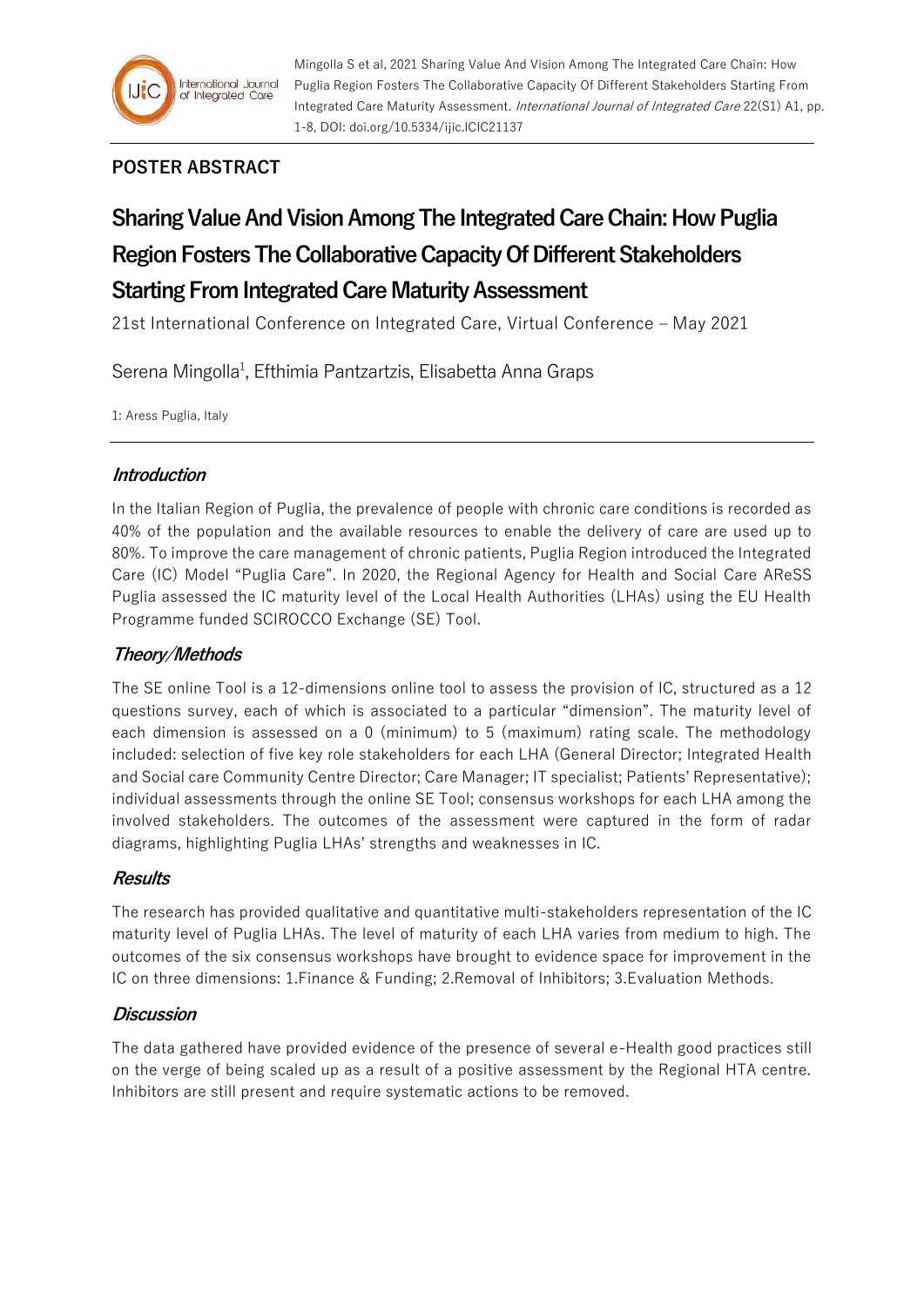## POSTER ABSTRACT

# Sharing Value And Vision Among The Integrated Care Chain: How Puglia Region Fosters The Collaborative Capacity Of Different Stakeholders Starting From Integrated Care Maturity Assessment

21st International Conference on Integrated Care, Virtual Conference – May 2021

Serena Mingolla[1], Efthimia Pantzartzis, Elisabetta Anna Graps

1: Aress Puglia, Italy

### *Introduction*

In the Italian Region of Puglia, the prevalence of people with chronic care conditions is recorded as 40% of the population and the available resources to enable the delivery of care are used up to 80%. To improve the care management of chronic patients, Puglia Region introduced the Integrated Care (IC) Model "Puglia Care". In 2020, the Regional Agency for Health and Social Care AReSS Puglia assessed the IC maturity level of the Local Health Authorities (LHAs) using the EU Health Programme funded SCIROCCO Exchange (SE) Tool.

### *Theory/Methods*

The SE online Tool is a 12-dimensions online tool to assess the provision of IC, structured as a 12 questions survey, each of which is associated to a particular "dimension". The maturity level of each dimension is assessed on a 0 (minimum) to 5 (maximum) rating scale. The methodology included: selection of five key role stakeholders for each LHA (General Director; Integrated Health and Social care Community Centre Director; Care Manager; IT specialist; Patients' Representative); individual assessments through the online SE Tool; consensus workshops for each LHA among the involved stakeholders. The outcomes of the assessment were captured in the form of radar diagrams, highlighting Puglia LHAs' strengths and weaknesses in IC.

### *Results*

The research has provided qualitative and quantitative multi-stakeholders representation of the IC maturity level of Puglia LHAs. The level of maturity of each LHA varies from medium to high. The outcomes of the six consensus workshops have brought to evidence space for improvement in the IC on three dimensions: 1.Finance & Funding; 2.Removal of Inhibitors; 3.Evaluation Methods.

### *Discussion*

The data gathered have provided evidence of the presence of several e-Health good practices still on the verge of being scaled up as a result of a positive assessment by the Regional HTA centre. Inhibitors are still present and require systematic actions to be removed.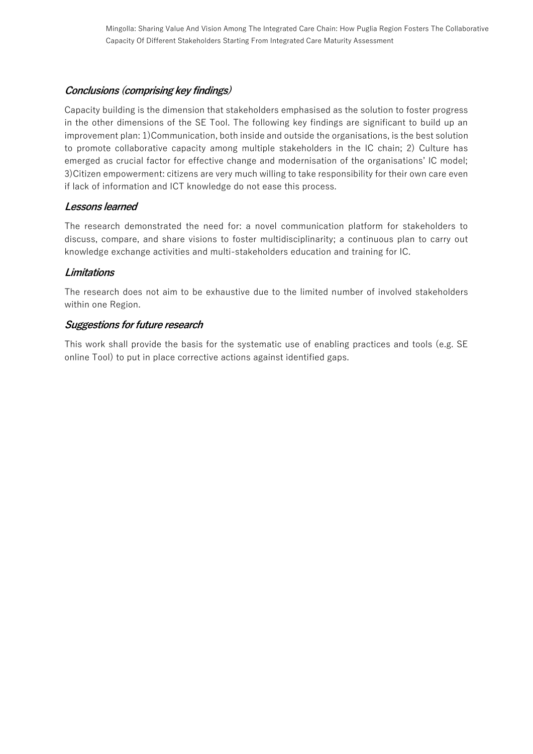### *Conclusions (comprising key findings)*

Capacity building is the dimension that stakeholders emphasised as the solution to foster progress in the other dimensions of the SE Tool. The following key findings are significant to build up an improvement plan: 1)Communication, both inside and outside the organisations, is the best solution to promote collaborative capacity among multiple stakeholders in the IC chain; 2) Culture has emerged as crucial factor for effective change and modernisation of the organisations' IC model; 3)Citizen empowerment: citizens are very much willing to take responsibility for their own care even if lack of information and ICT knowledge do not ease this process.

### *Lessons learned*

The research demonstrated the need for: a novel communication platform for stakeholders to discuss, compare, and share visions to foster multidisciplinarity; a continuous plan to carry out knowledge exchange activities and multi-stakeholders education and training for IC.

### *Limitations*

The research does not aim to be exhaustive due to the limited number of involved stakeholders within one Region.

### *Suggestions for future research*

This work shall provide the basis for the systematic use of enabling practices and tools (e.g. SE online Tool) to put in place corrective actions against identified gaps.